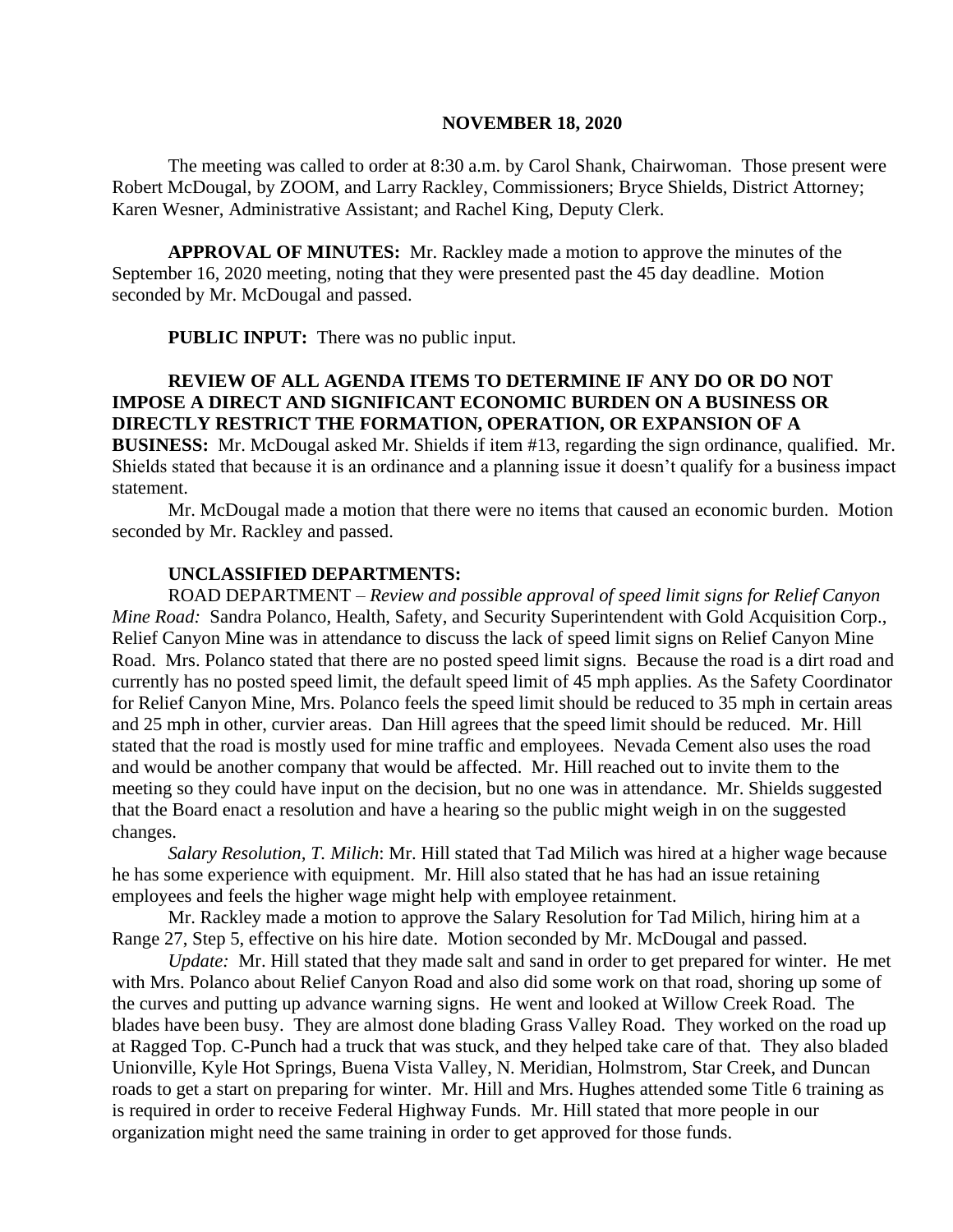**NOVEMBER 18, 2020**

The meeting was called to order at 8:30 a.m. by Carol Shank, Chairwoman. Those present were Robert McDougal, by ZOOM, and Larry Rackley, Commissioners; Bryce Shields, District Attorney; Karen Wesner, Administrative Assistant; and Rachel King, Deputy Clerk.

**APPROVAL OF MINUTES:** Mr. Rackley made a motion to approve the minutes of the September 16, 2020 meeting, noting that they were presented past the 45 day deadline. Motion seconded by Mr. McDougal and passed.

**PUBLIC INPUT:** There was no public input.

**REVIEW OF ALL AGENDA ITEMS TO DETERMINE IF ANY DO OR DO NOT IMPOSE A DIRECT AND SIGNIFICANT ECONOMIC BURDEN ON A BUSINESS OR DIRECTLY RESTRICT THE FORMATION, OPERATION, OR EXPANSION OF A BUSINESS:** Mr. McDougal asked Mr. Shields if item #13, regarding the sign ordinance, qualified. Mr. Shields stated that because it is an ordinance and a planning issue it doesn't qualify for a business impact statement.

Mr. McDougal made a motion that there were no items that caused an economic burden. Motion seconded by Mr. Rackley and passed.

**UNCLASSIFIED DEPARTMENTS:**

ROAD DEPARTMENT – *Review and possible approval of speed limit signs for Relief Canyon Mine Road:* Sandra Polanco, Health, Safety, and Security Superintendent with Gold Acquisition Corp., Relief Canyon Mine was in attendance to discuss the lack of speed limit signs on Relief Canyon Mine Road. Mrs. Polanco stated that there are no posted speed limit signs. Because the road is a dirt road and currently has no posted speed limit, the default speed limit of 45 mph applies. As the Safety Coordinator for Relief Canyon Mine, Mrs. Polanco feels the speed limit should be reduced to 35 mph in certain areas and 25 mph in other, curvier areas. Dan Hill agrees that the speed limit should be reduced. Mr. Hill stated that the road is mostly used for mine traffic and employees. Nevada Cement also uses the road and would be another company that would be affected. Mr. Hill reached out to invite them to the meeting so they could have input on the decision, but no one was in attendance. Mr. Shields suggested that the Board enact a resolution and have a hearing so the public might weigh in on the suggested changes.

*Salary Resolution, T. Milich*: Mr. Hill stated that Tad Milich was hired at a higher wage because he has some experience with equipment. Mr. Hill also stated that he has had an issue retaining employees and feels the higher wage might help with employee retainment.

Mr. Rackley made a motion to approve the Salary Resolution for Tad Milich, hiring him at a Range 27, Step 5, effective on his hire date. Motion seconded by Mr. McDougal and passed.

*Update:* Mr. Hill stated that they made salt and sand in order to get prepared for winter. He met with Mrs. Polanco about Relief Canyon Road and also did some work on that road, shoring up some of the curves and putting up advance warning signs. He went and looked at Willow Creek Road. The blades have been busy. They are almost done blading Grass Valley Road. They worked on the road up at Ragged Top. C-Punch had a truck that was stuck, and they helped take care of that. They also bladed Unionville, Kyle Hot Springs, Buena Vista Valley, N. Meridian, Holmstrom, Star Creek, and Duncan roads to get a start on preparing for winter. Mr. Hill and Mrs. Hughes attended some Title 6 training as is required in order to receive Federal Highway Funds. Mr. Hill stated that more people in our organization might need the same training in order to get approved for those funds.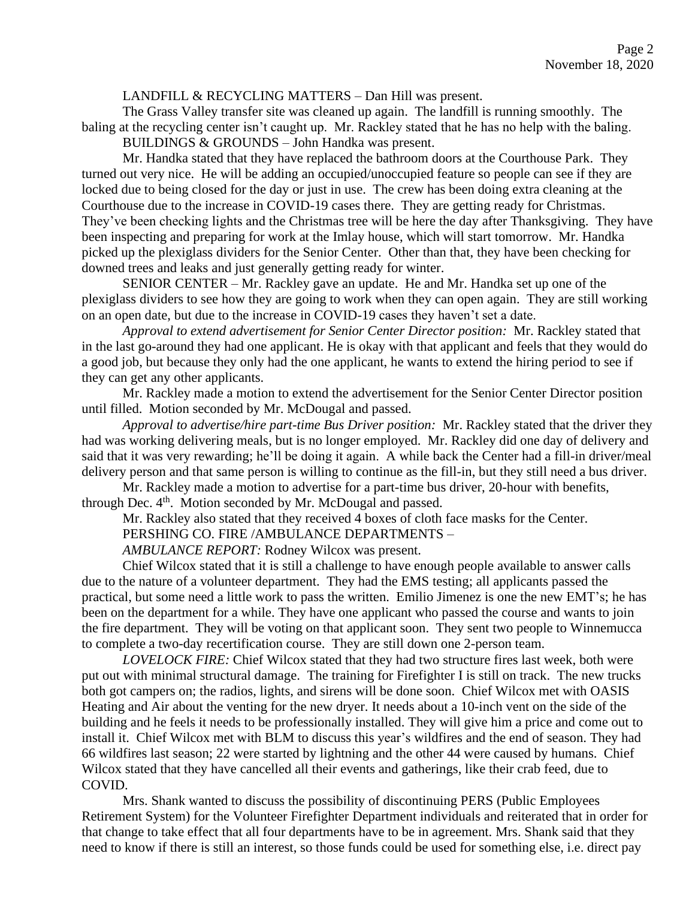LANDFILL & RECYCLING MATTERS – Dan Hill was present.

The Grass Valley transfer site was cleaned up again. The landfill is running smoothly. The baling at the recycling center isn't caught up. Mr. Rackley stated that he has no help with the baling.

BUILDINGS & GROUNDS – John Handka was present.

Mr. Handka stated that they have replaced the bathroom doors at the Courthouse Park. They turned out very nice. He will be adding an occupied/unoccupied feature so people can see if they are locked due to being closed for the day or just in use. The crew has been doing extra cleaning at the Courthouse due to the increase in COVID-19 cases there. They are getting ready for Christmas. They've been checking lights and the Christmas tree will be here the day after Thanksgiving. They have been inspecting and preparing for work at the Imlay house, which will start tomorrow. Mr. Handka picked up the plexiglass dividers for the Senior Center. Other than that, they have been checking for downed trees and leaks and just generally getting ready for winter.

SENIOR CENTER – Mr. Rackley gave an update. He and Mr. Handka set up one of the plexiglass dividers to see how they are going to work when they can open again. They are still working on an open date, but due to the increase in COVID-19 cases they haven't set a date.

*Approval to extend advertisement for Senior Center Director position:* Mr. Rackley stated that in the last go-around they had one applicant. He is okay with that applicant and feels that they would do a good job, but because they only had the one applicant, he wants to extend the hiring period to see if they can get any other applicants.

Mr. Rackley made a motion to extend the advertisement for the Senior Center Director position until filled. Motion seconded by Mr. McDougal and passed.

*Approval to advertise/hire part-time Bus Driver position:* Mr. Rackley stated that the driver they had was working delivering meals, but is no longer employed. Mr. Rackley did one day of delivery and said that it was very rewarding; he'll be doing it again. A while back the Center had a fill-in driver/meal delivery person and that same person is willing to continue as the fill-in, but they still need a bus driver.

Mr. Rackley made a motion to advertise for a part-time bus driver, 20-hour with benefits, through Dec. 4th. Motion seconded by Mr. McDougal and passed.

Mr. Rackley also stated that they received 4 boxes of cloth face masks for the Center.

PERSHING CO. FIRE /AMBULANCE DEPARTMENTS –

*AMBULANCE REPORT:* Rodney Wilcox was present.

Chief Wilcox stated that it is still a challenge to have enough people available to answer calls due to the nature of a volunteer department. They had the EMS testing; all applicants passed the practical, but some need a little work to pass the written. Emilio Jimenez is one the new EMT's; he has been on the department for a while. They have one applicant who passed the course and wants to join the fire department. They will be voting on that applicant soon. They sent two people to Winnemucca to complete a two-day recertification course. They are still down one 2-person team.

*LOVELOCK FIRE:* Chief Wilcox stated that they had two structure fires last week, both were put out with minimal structural damage. The training for Firefighter I is still on track. The new trucks both got campers on; the radios, lights, and sirens will be done soon. Chief Wilcox met with OASIS Heating and Air about the venting for the new dryer. It needs about a 10-inch vent on the side of the building and he feels it needs to be professionally installed. They will give him a price and come out to install it. Chief Wilcox met with BLM to discuss this year's wildfires and the end of season. They had 66 wildfires last season; 22 were started by lightning and the other 44 were caused by humans. Chief Wilcox stated that they have cancelled all their events and gatherings, like their crab feed, due to COVID.

Mrs. Shank wanted to discuss the possibility of discontinuing PERS (Public Employees Retirement System) for the Volunteer Firefighter Department individuals and reiterated that in order for that change to take effect that all four departments have to be in agreement. Mrs. Shank said that they need to know if there is still an interest, so those funds could be used for something else, i.e. direct pay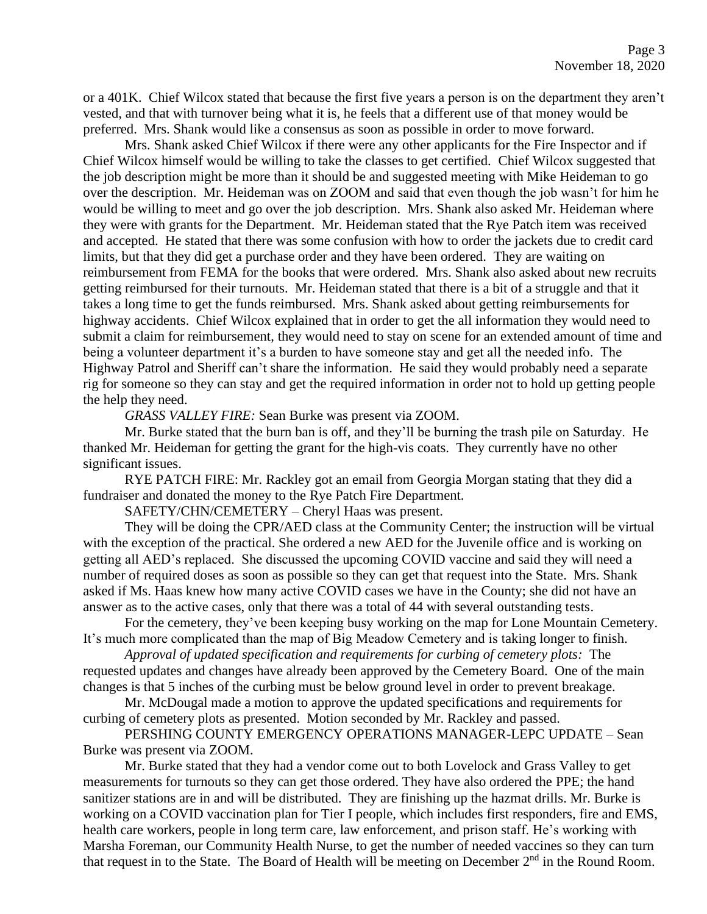or a 401K. Chief Wilcox stated that because the first five years a person is on the department they aren't vested, and that with turnover being what it is, he feels that a different use of that money would be preferred. Mrs. Shank would like a consensus as soon as possible in order to move forward.

Mrs. Shank asked Chief Wilcox if there were any other applicants for the Fire Inspector and if Chief Wilcox himself would be willing to take the classes to get certified. Chief Wilcox suggested that the job description might be more than it should be and suggested meeting with Mike Heideman to go over the description. Mr. Heideman was on ZOOM and said that even though the job wasn't for him he would be willing to meet and go over the job description. Mrs. Shank also asked Mr. Heideman where they were with grants for the Department. Mr. Heideman stated that the Rye Patch item was received and accepted. He stated that there was some confusion with how to order the jackets due to credit card limits, but that they did get a purchase order and they have been ordered. They are waiting on reimbursement from FEMA for the books that were ordered. Mrs. Shank also asked about new recruits getting reimbursed for their turnouts. Mr. Heideman stated that there is a bit of a struggle and that it takes a long time to get the funds reimbursed. Mrs. Shank asked about getting reimbursements for highway accidents. Chief Wilcox explained that in order to get the all information they would need to submit a claim for reimbursement, they would need to stay on scene for an extended amount of time and being a volunteer department it's a burden to have someone stay and get all the needed info. The Highway Patrol and Sheriff can't share the information. He said they would probably need a separate rig for someone so they can stay and get the required information in order not to hold up getting people the help they need.

*GRASS VALLEY FIRE:* Sean Burke was present via ZOOM.

Mr. Burke stated that the burn ban is off, and they'll be burning the trash pile on Saturday. He thanked Mr. Heideman for getting the grant for the high-vis coats. They currently have no other significant issues.

RYE PATCH FIRE: Mr. Rackley got an email from Georgia Morgan stating that they did a fundraiser and donated the money to the Rye Patch Fire Department.

SAFETY/CHN/CEMETERY – Cheryl Haas was present.

They will be doing the CPR/AED class at the Community Center; the instruction will be virtual with the exception of the practical. She ordered a new AED for the Juvenile office and is working on getting all AED's replaced. She discussed the upcoming COVID vaccine and said they will need a number of required doses as soon as possible so they can get that request into the State. Mrs. Shank asked if Ms. Haas knew how many active COVID cases we have in the County; she did not have an answer as to the active cases, only that there was a total of 44 with several outstanding tests.

For the cemetery, they've been keeping busy working on the map for Lone Mountain Cemetery. It's much more complicated than the map of Big Meadow Cemetery and is taking longer to finish.

*Approval of updated specification and requirements for curbing of cemetery plots:* The requested updates and changes have already been approved by the Cemetery Board. One of the main changes is that 5 inches of the curbing must be below ground level in order to prevent breakage.

Mr. McDougal made a motion to approve the updated specifications and requirements for curbing of cemetery plots as presented. Motion seconded by Mr. Rackley and passed.

PERSHING COUNTY EMERGENCY OPERATIONS MANAGER-LEPC UPDATE – Sean Burke was present via ZOOM.

Mr. Burke stated that they had a vendor come out to both Lovelock and Grass Valley to get measurements for turnouts so they can get those ordered. They have also ordered the PPE; the hand sanitizer stations are in and will be distributed. They are finishing up the hazmat drills. Mr. Burke is working on a COVID vaccination plan for Tier I people, which includes first responders, fire and EMS, health care workers, people in long term care, law enforcement, and prison staff. He's working with Marsha Foreman, our Community Health Nurse, to get the number of needed vaccines so they can turn that request in to the State. The Board of Health will be meeting on December 2nd in the Round Room.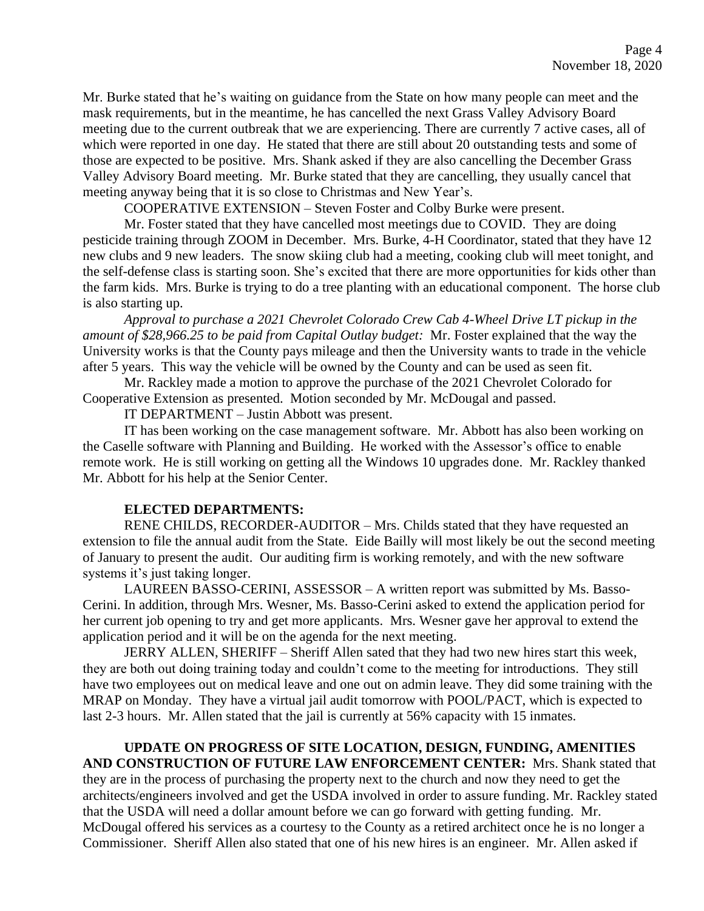Mr. Burke stated that he's waiting on guidance from the State on how many people can meet and the mask requirements, but in the meantime, he has cancelled the next Grass Valley Advisory Board meeting due to the current outbreak that we are experiencing. There are currently 7 active cases, all of which were reported in one day. He stated that there are still about 20 outstanding tests and some of those are expected to be positive. Mrs. Shank asked if they are also cancelling the December Grass Valley Advisory Board meeting. Mr. Burke stated that they are cancelling, they usually cancel that meeting anyway being that it is so close to Christmas and New Year's.

COOPERATIVE EXTENSION – Steven Foster and Colby Burke were present.

Mr. Foster stated that they have cancelled most meetings due to COVID. They are doing pesticide training through ZOOM in December. Mrs. Burke, 4-H Coordinator, stated that they have 12 new clubs and 9 new leaders. The snow skiing club had a meeting, cooking club will meet tonight, and the self-defense class is starting soon. She's excited that there are more opportunities for kids other than the farm kids. Mrs. Burke is trying to do a tree planting with an educational component. The horse club is also starting up.

*Approval to purchase a 2021 Chevrolet Colorado Crew Cab 4-Wheel Drive LT pickup in the amount of $28,966.25 to be paid from Capital Outlay budget:* Mr. Foster explained that the way the University works is that the County pays mileage and then the University wants to trade in the vehicle after 5 years. This way the vehicle will be owned by the County and can be used as seen fit.

Mr. Rackley made a motion to approve the purchase of the 2021 Chevrolet Colorado for Cooperative Extension as presented. Motion seconded by Mr. McDougal and passed.

IT DEPARTMENT – Justin Abbott was present.

IT has been working on the case management software. Mr. Abbott has also been working on the Caselle software with Planning and Building. He worked with the Assessor's office to enable remote work. He is still working on getting all the Windows 10 upgrades done. Mr. Rackley thanked Mr. Abbott for his help at the Senior Center.

**ELECTED DEPARTMENTS:**

RENE CHILDS, RECORDER-AUDITOR – Mrs. Childs stated that they have requested an extension to file the annual audit from the State. Eide Bailly will most likely be out the second meeting of January to present the audit. Our auditing firm is working remotely, and with the new software systems it's just taking longer.

LAUREEN BASSO-CERINI, ASSESSOR – A written report was submitted by Ms. Basso-Cerini. In addition, through Mrs. Wesner, Ms. Basso-Cerini asked to extend the application period for her current job opening to try and get more applicants. Mrs. Wesner gave her approval to extend the application period and it will be on the agenda for the next meeting.

JERRY ALLEN, SHERIFF – Sheriff Allen sated that they had two new hires start this week, they are both out doing training today and couldn't come to the meeting for introductions. They still have two employees out on medical leave and one out on admin leave. They did some training with the MRAP on Monday. They have a virtual jail audit tomorrow with POOL/PACT, which is expected to last 2-3 hours. Mr. Allen stated that the jail is currently at 56% capacity with 15 inmates.

**UPDATE ON PROGRESS OF SITE LOCATION, DESIGN, FUNDING, AMENITIES AND CONSTRUCTION OF FUTURE LAW ENFORCEMENT CENTER:** Mrs. Shank stated that they are in the process of purchasing the property next to the church and now they need to get the architects/engineers involved and get the USDA involved in order to assure funding. Mr. Rackley stated that the USDA will need a dollar amount before we can go forward with getting funding. Mr. McDougal offered his services as a courtesy to the County as a retired architect once he is no longer a Commissioner. Sheriff Allen also stated that one of his new hires is an engineer. Mr. Allen asked if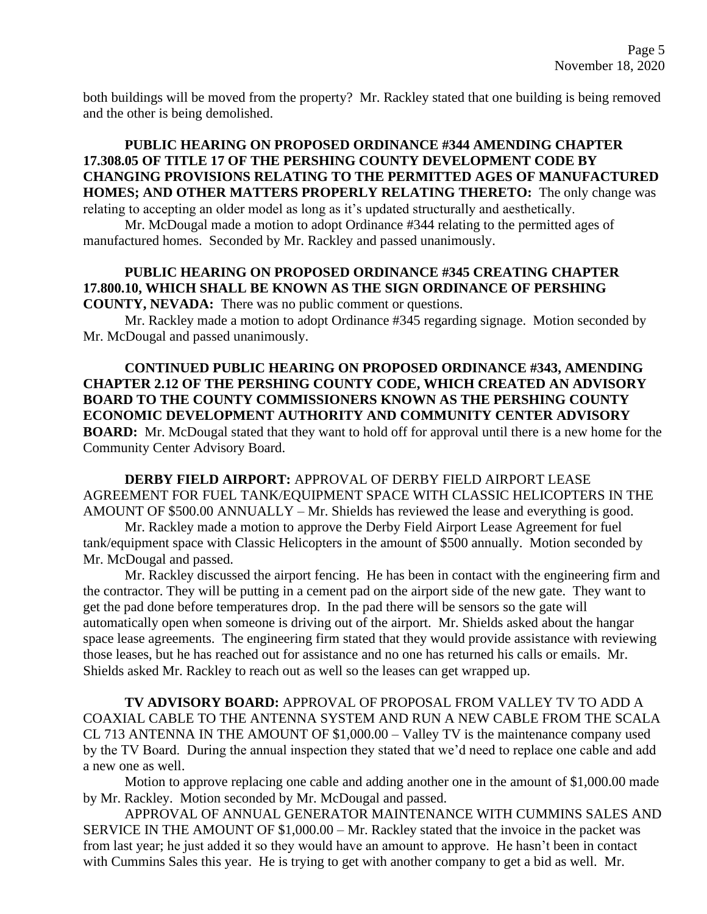both buildings will be moved from the property? Mr. Rackley stated that one building is being removed and the other is being demolished.

**PUBLIC HEARING ON PROPOSED ORDINANCE #344 AMENDING CHAPTER 17.308.05 OF TITLE 17 OF THE PERSHING COUNTY DEVELOPMENT CODE BY CHANGING PROVISIONS RELATING TO THE PERMITTED AGES OF MANUFACTURED HOMES; AND OTHER MATTERS PROPERLY RELATING THERETO:** The only change was relating to accepting an older model as long as it's updated structurally and aesthetically.

Mr. McDougal made a motion to adopt Ordinance #344 relating to the permitted ages of manufactured homes. Seconded by Mr. Rackley and passed unanimously.

**PUBLIC HEARING ON PROPOSED ORDINANCE #345 CREATING CHAPTER 17.800.10, WHICH SHALL BE KNOWN AS THE SIGN ORDINANCE OF PERSHING COUNTY, NEVADA:** There was no public comment or questions.

Mr. Rackley made a motion to adopt Ordinance #345 regarding signage. Motion seconded by Mr. McDougal and passed unanimously.

**CONTINUED PUBLIC HEARING ON PROPOSED ORDINANCE #343, AMENDING CHAPTER 2.12 OF THE PERSHING COUNTY CODE, WHICH CREATED AN ADVISORY BOARD TO THE COUNTY COMMISSIONERS KNOWN AS THE PERSHING COUNTY ECONOMIC DEVELOPMENT AUTHORITY AND COMMUNITY CENTER ADVISORY BOARD:** Mr. McDougal stated that they want to hold off for approval until there is a new home for the Community Center Advisory Board.

**DERBY FIELD AIRPORT:** APPROVAL OF DERBY FIELD AIRPORT LEASE AGREEMENT FOR FUEL TANK/EQUIPMENT SPACE WITH CLASSIC HELICOPTERS IN THE AMOUNT OF $500.00 ANNUALLY – Mr. Shields has reviewed the lease and everything is good.

Mr. Rackley made a motion to approve the Derby Field Airport Lease Agreement for fuel tank/equipment space with Classic Helicopters in the amount of $500 annually. Motion seconded by Mr. McDougal and passed.

Mr. Rackley discussed the airport fencing. He has been in contact with the engineering firm and the contractor. They will be putting in a cement pad on the airport side of the new gate. They want to get the pad done before temperatures drop. In the pad there will be sensors so the gate will automatically open when someone is driving out of the airport. Mr. Shields asked about the hangar space lease agreements. The engineering firm stated that they would provide assistance with reviewing those leases, but he has reached out for assistance and no one has returned his calls or emails. Mr. Shields asked Mr. Rackley to reach out as well so the leases can get wrapped up.

**TV ADVISORY BOARD:** APPROVAL OF PROPOSAL FROM VALLEY TV TO ADD A COAXIAL CABLE TO THE ANTENNA SYSTEM AND RUN A NEW CABLE FROM THE SCALA CL 713 ANTENNA IN THE AMOUNT OF $1,000.00 – Valley TV is the maintenance company used by the TV Board. During the annual inspection they stated that we'd need to replace one cable and add a new one as well.

Motion to approve replacing one cable and adding another one in the amount of $1,000.00 made by Mr. Rackley. Motion seconded by Mr. McDougal and passed.

APPROVAL OF ANNUAL GENERATOR MAINTENANCE WITH CUMMINS SALES AND SERVICE IN THE AMOUNT OF $1,000.00 – Mr. Rackley stated that the invoice in the packet was from last year; he just added it so they would have an amount to approve. He hasn't been in contact with Cummins Sales this year. He is trying to get with another company to get a bid as well. Mr.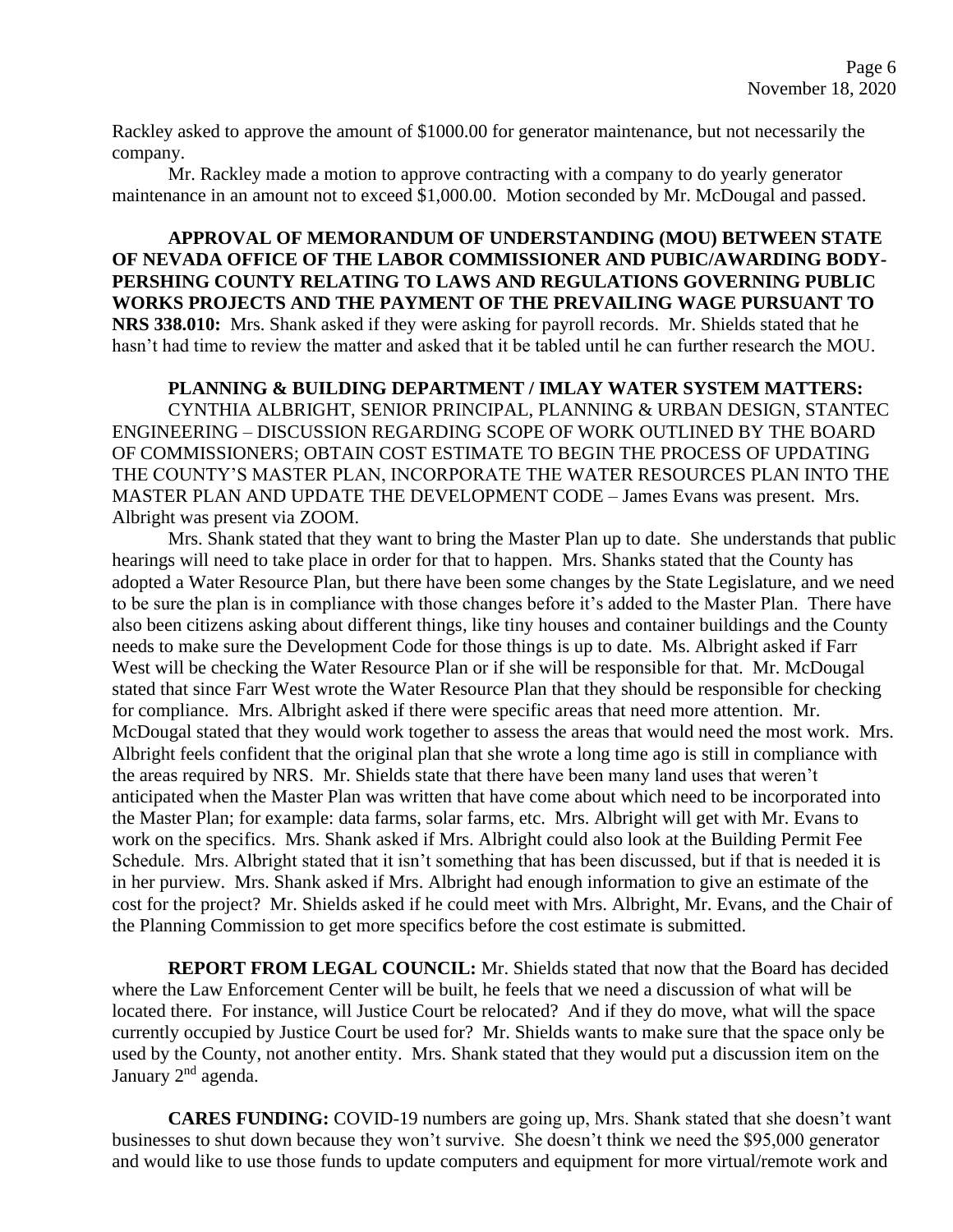Rackley asked to approve the amount of $1000.00 for generator maintenance, but not necessarily the company.

Mr. Rackley made a motion to approve contracting with a company to do yearly generator maintenance in an amount not to exceed $1,000.00. Motion seconded by Mr. McDougal and passed.

**APPROVAL OF MEMORANDUM OF UNDERSTANDING (MOU) BETWEEN STATE OF NEVADA OFFICE OF THE LABOR COMMISSIONER AND PUBIC/AWARDING BODY-PERSHING COUNTY RELATING TO LAWS AND REGULATIONS GOVERNING PUBLIC WORKS PROJECTS AND THE PAYMENT OF THE PREVAILING WAGE PURSUANT TO NRS 338.010:** Mrs. Shank asked if they were asking for payroll records. Mr. Shields stated that he hasn't had time to review the matter and asked that it be tabled until he can further research the MOU.

**PLANNING & BUILDING DEPARTMENT / IMLAY WATER SYSTEM MATTERS:**

CYNTHIA ALBRIGHT, SENIOR PRINCIPAL, PLANNING & URBAN DESIGN, STANTEC ENGINEERING – DISCUSSION REGARDING SCOPE OF WORK OUTLINED BY THE BOARD OF COMMISSIONERS; OBTAIN COST ESTIMATE TO BEGIN THE PROCESS OF UPDATING THE COUNTY'S MASTER PLAN, INCORPORATE THE WATER RESOURCES PLAN INTO THE MASTER PLAN AND UPDATE THE DEVELOPMENT CODE – James Evans was present. Mrs. Albright was present via ZOOM.

Mrs. Shank stated that they want to bring the Master Plan up to date. She understands that public hearings will need to take place in order for that to happen. Mrs. Shanks stated that the County has adopted a Water Resource Plan, but there have been some changes by the State Legislature, and we need to be sure the plan is in compliance with those changes before it's added to the Master Plan. There have also been citizens asking about different things, like tiny houses and container buildings and the County needs to make sure the Development Code for those things is up to date. Ms. Albright asked if Farr West will be checking the Water Resource Plan or if she will be responsible for that. Mr. McDougal stated that since Farr West wrote the Water Resource Plan that they should be responsible for checking for compliance. Mrs. Albright asked if there were specific areas that need more attention. Mr. McDougal stated that they would work together to assess the areas that would need the most work. Mrs. Albright feels confident that the original plan that she wrote a long time ago is still in compliance with the areas required by NRS. Mr. Shields state that there have been many land uses that weren't anticipated when the Master Plan was written that have come about which need to be incorporated into the Master Plan; for example: data farms, solar farms, etc. Mrs. Albright will get with Mr. Evans to work on the specifics. Mrs. Shank asked if Mrs. Albright could also look at the Building Permit Fee Schedule. Mrs. Albright stated that it isn't something that has been discussed, but if that is needed it is in her purview. Mrs. Shank asked if Mrs. Albright had enough information to give an estimate of the cost for the project? Mr. Shields asked if he could meet with Mrs. Albright, Mr. Evans, and the Chair of the Planning Commission to get more specifics before the cost estimate is submitted.

**REPORT FROM LEGAL COUNCIL:** Mr. Shields stated that now that the Board has decided where the Law Enforcement Center will be built, he feels that we need a discussion of what will be located there. For instance, will Justice Court be relocated? And if they do move, what will the space currently occupied by Justice Court be used for? Mr. Shields wants to make sure that the space only be used by the County, not another entity. Mrs. Shank stated that they would put a discussion item on the January 2nd agenda.

**CARES FUNDING:** COVID-19 numbers are going up, Mrs. Shank stated that she doesn't want businesses to shut down because they won't survive. She doesn't think we need the $95,000 generator and would like to use those funds to update computers and equipment for more virtual/remote work and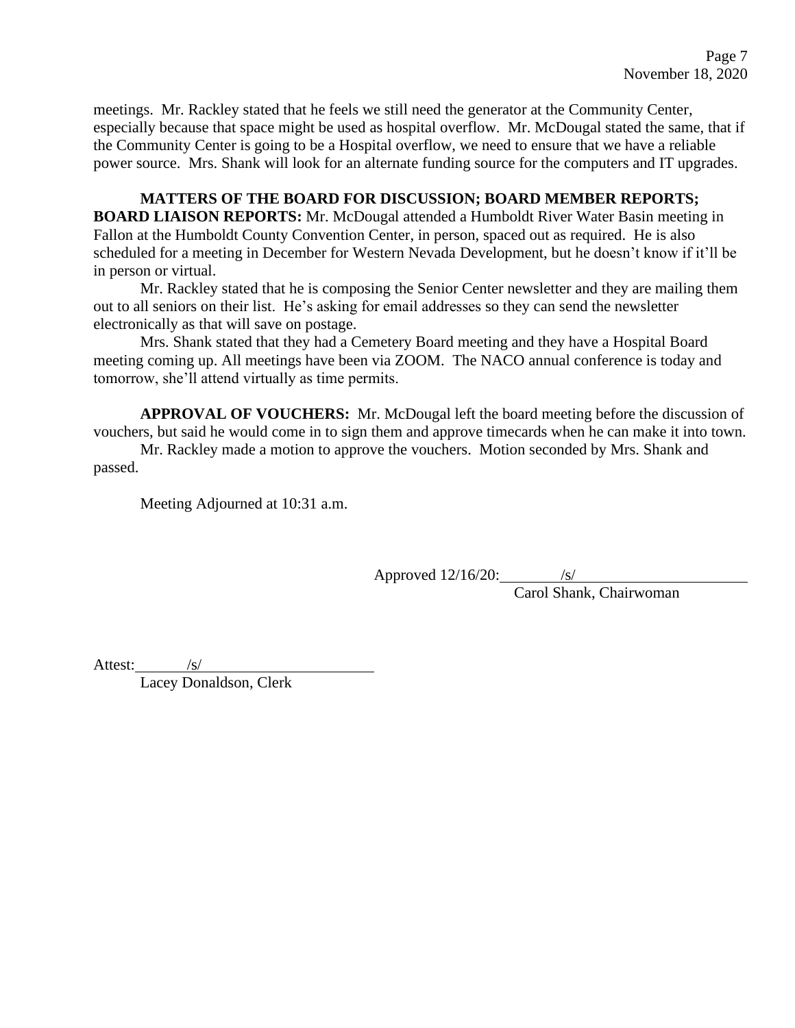meetings. Mr. Rackley stated that he feels we still need the generator at the Community Center, especially because that space might be used as hospital overflow. Mr. McDougal stated the same, that if the Community Center is going to be a Hospital overflow, we need to ensure that we have a reliable power source. Mrs. Shank will look for an alternate funding source for the computers and IT upgrades.

**MATTERS OF THE BOARD FOR DISCUSSION; BOARD MEMBER REPORTS; BOARD LIAISON REPORTS:** Mr. McDougal attended a Humboldt River Water Basin meeting in Fallon at the Humboldt County Convention Center, in person, spaced out as required. He is also scheduled for a meeting in December for Western Nevada Development, but he doesn't know if it'll be in person or virtual.

Mr. Rackley stated that he is composing the Senior Center newsletter and they are mailing them out to all seniors on their list. He's asking for email addresses so they can send the newsletter electronically as that will save on postage.

Mrs. Shank stated that they had a Cemetery Board meeting and they have a Hospital Board meeting coming up. All meetings have been via ZOOM. The NACO annual conference is today and tomorrow, she'll attend virtually as time permits.

**APPROVAL OF VOUCHERS:** Mr. McDougal left the board meeting before the discussion of vouchers, but said he would come in to sign them and approve timecards when he can make it into town.

Mr. Rackley made a motion to approve the vouchers. Motion seconded by Mrs. Shank and passed.

Meeting Adjourned at 10:31 a.m.

Approved 12/16/20: /s/
Carol Shank, Chairwoman

Attest: /s/
Lacey Donaldson, Clerk